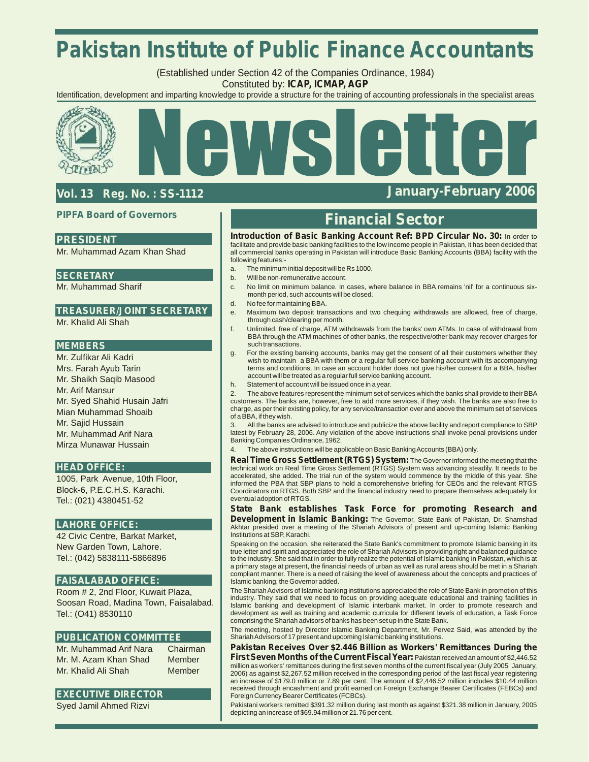# Pakistan Institute of Public Finance Accountants

(Established under Section 42 of the Companies Ordinance, 1984)
Constituted by: **ICAP, ICMAP, AGP**

Identification, development and imparting knowledge to provide a structure for the training of accounting professionals in the specialist areas

# Newsletter

**Vol. 13 Reg. No. : SS-1112** **January-February 2006**

## PIPFA Board of Governors

### PRESIDENT
Mr. Muhammad Azam Khan Shad

### SECRETARY
Mr. Muhammad Sharif

### TREASURER/JOINT SECRETARY
Mr. Khalid Ali Shah

### MEMBERS
Mr. Zulfikar Ali Kadri
Mrs. Farah Ayub Tarin
Mr. Shaikh Saqib Masood
Mr. Arif Mansur
Mr. Syed Shahid Husain Jafri
Mian Muhammad Shoaib
Mr. Sajid Hussain
Mr. Muhammad Arif Nara
Mirza Munawar Hussain

### HEAD OFFICE:
1005, Park Avenue, 10th Floor,
Block-6, P.E.C.H.S. Karachi.
Tel.: (021) 4380451-52

### LAHORE OFFICE:
42 Civic Centre, Barkat Market,
New Garden Town, Lahore.
Tel.: (042) 5838111-5866896

### FAISALABAD OFFICE:
Room # 2, 2nd Floor, Kuwait Plaza,
Soosan Road, Madina Town, Faisalabad.
Tel.: (O41) 8530110

### PUBLICATION COMMITTEE

| | |
|---|---|
| Mr. Muhammad Arif Nara | Chairman |
| Mr. M. Azam Khan Shad | Member |
| Mr. Khalid Ali Shah | Member |

### EXECUTIVE DIRECTOR
Syed Jamil Ahmed Rizvi

## Financial Sector

**Introduction of Basic Banking Account Ref: BPD Circular No. 30:** In order to facilitate and provide basic banking facilities to the low income people in Pakistan, it has been decided that all commercial banks operating in Pakistan will introduce Basic Banking Accounts (BBA) facility with the following features:-

a. The minimum initial deposit will be Rs 1000.

b. Will be non-remunerative account.

c. No limit on minimum balance. In cases, where balance in BBA remains 'nil' for a continuous six-month period, such accounts will be closed.

d. No fee for maintaining BBA.

e. Maximum two deposit transactions and two chequing withdrawals are allowed, free of charge, through cash/clearing per month.

f. Unlimited, free of charge, ATM withdrawals from the banks' own ATMs. In case of withdrawal from BBA through the ATM machines of other banks, the respective/other bank may recover charges for such transactions.

g. For the existing banking accounts, banks may get the consent of all their customers whether they wish to maintain a BBA with them or a regular full service banking account with its accompanying terms and conditions. In case an account holder does not give his/her consent for a BBA, his/her account will be treated as a regular full service banking account.

h. Statement of account will be issued once in a year.

2. The above features represent the minimum set of services which the banks shall provide to their BBA customers. The banks are, however, free to add more services, if they wish. The banks are also free to charge, as per their existing policy, for any service/transaction over and above the minimum set of services of a BBA, if they wish.

3. All the banks are advised to introduce and publicize the above facility and report compliance to SBP latest by February 28, 2006. Any violation of the above instructions shall invoke penal provisions under Banking Companies Ordinance, 1962.

4. The above instructions will be applicable on Basic Banking Accounts (BBA) only.

**Real Time Gross Settlement (RTGS) System:** The Governor informed the meeting that the technical work on Real Time Gross Settlement (RTGS) System was advancing steadily. It needs to be accelerated, she added. The trial run of the system would commence by the middle of this year. She informed the PBA that SBP plans to hold a comprehensive briefing for CEOs and the relevant RTGS Coordinators on RTGS. Both SBP and the financial industry need to prepare themselves adequately for eventual adoption of RTGS.

**State Bank establishes Task Force for promoting Research and Development in Islamic Banking:** The Governor, State Bank of Pakistan, Dr. Shamshad Akhtar presided over a meeting of the Shariah Advisors of present and up-coming Islamic Banking Institutions at SBP, Karachi.

Speaking on the occasion, she reiterated the State Bank's commitment to promote Islamic banking in its true letter and spirit and appreciated the role of Shariah Advisors in providing right and balanced guidance to the industry. She said that in order to fully realize the potential of Islamic banking in Pakistan, which is at a primary stage at present, the financial needs of urban as well as rural areas should be met in a Shariah compliant manner. There is a need of raising the level of awareness about the concepts and practices of Islamic banking, the Governor added.

The Shariah Advisors of Islamic banking institutions appreciated the role of State Bank in promotion of this industry. They said that we need to focus on providing adequate educational and training facilities in Islamic banking and development of Islamic interbank market. In order to promote research and development as well as training and academic curricula for different levels of education, a Task Force comprising the Shariah advisors of banks has been set up in the State Bank.

The meeting, hosted by Director Islamic Banking Department, Mr. Pervez Said, was attended by the Shariah Advisors of 17 present and upcoming Islamic banking institutions.

**Pakistan Receives Over $2.446 Billion as Workers' Remittances During the First Seven Months of the Current Fiscal Year:** Pakistan received an amount of $2,446.52 million as workers' remittances during the first seven months of the current fiscal year (July 2005 January, 2006) as against $2,267.52 million received in the corresponding period of the last fiscal year registering an increase of $179.0 million or 7.89 per cent. The amount of $2,446.52 million includes $10.44 million received through encashment and profit earned on Foreign Exchange Bearer Certificates (FEBCs) and Foreign Currency Bearer Certificates (FCBCs).

Pakistani workers remitted $391.32 million during last month as against $321.38 million in January, 2005 depicting an increase of $69.94 million or 21.76 per cent.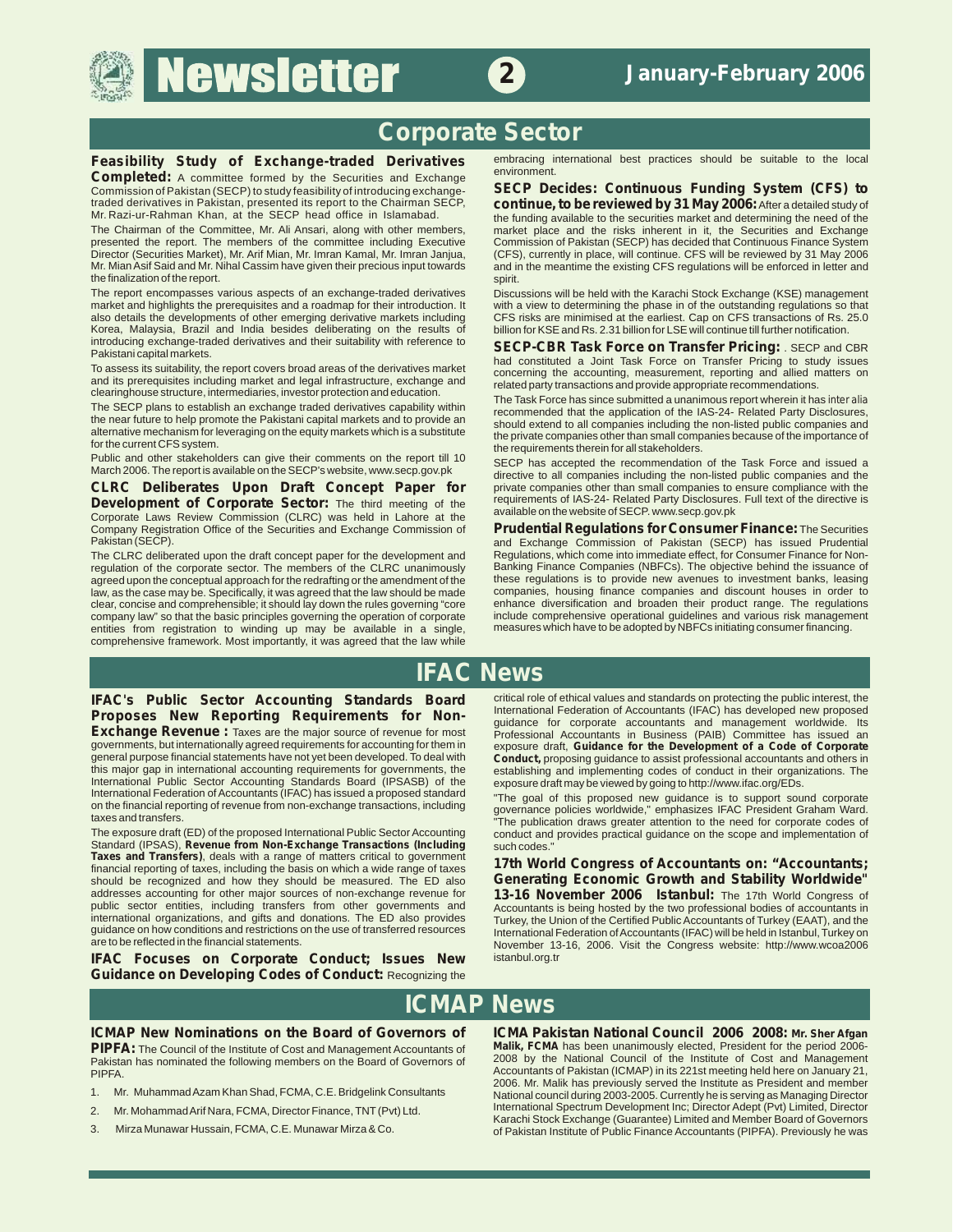## Corporate Sector

**Feasibility Study of Exchange-traded Derivatives Completed:** A committee formed by the Securities and Exchange Commission of Pakistan (SECP) to study feasibility of introducing exchange-traded derivatives in Pakistan, presented its report to the Chairman SECP, Mr. Razi-ur-Rahman Khan, at the SECP head office in Islamabad.

The Chairman of the Committee, Mr. Ali Ansari, along with other members, presented the report. The members of the committee including Executive Director (Securities Market), Mr. Arif Mian, Mr. Imran Kamal, Mr. Imran Janjua, Mr. Mian Asif Said and Mr. Nihal Cassim have given their precious input towards the finalization of the report.

The report encompasses various aspects of an exchange-traded derivatives market and highlights the prerequisites and a roadmap for their introduction. It also details the developments of other emerging derivative markets including Korea, Malaysia, Brazil and India besides deliberating on the results of introducing exchange-traded derivatives and their suitability with reference to Pakistani capital markets.

To assess its suitability, the report covers broad areas of the derivatives market and its prerequisites including market and legal infrastructure, exchange and clearinghouse structure, intermediaries, investor protection and education.

The SECP plans to establish an exchange traded derivatives capability within the near future to help promote the Pakistani capital markets and to provide an alternative mechanism for leveraging on the equity markets which is a substitute for the current CFS system.

Public and other stakeholders can give their comments on the report till 10 March 2006. The report is available on the SECP's website, www.secp.gov.pk

**CLRC Deliberates Upon Draft Concept Paper for Development of Corporate Sector:** The third meeting of the Corporate Laws Review Commission (CLRC) was held in Lahore at the Company Registration Office of the Securities and Exchange Commission of Pakistan (SECP).

The CLRC deliberated upon the draft concept paper for the development and regulation of the corporate sector. The members of the CLRC unanimously agreed upon the conceptual approach for the redrafting or the amendment of the law, as the case may be. Specifically, it was agreed that the law should be made clear, concise and comprehensible; it should lay down the rules governing "core company law" so that the basic principles governing the operation of corporate entities from registration to winding up may be available in a single, comprehensive framework. Most importantly, it was agreed that the law while embracing international best practices should be suitable to the local environment.

**SECP Decides: Continuous Funding System (CFS) to continue, to be reviewed by 31 May 2006:** After a detailed study of the funding available to the securities market and determining the need of the market place and the risks inherent in it, the Securities and Exchange Commission of Pakistan (SECP) has decided that Continuous Finance System (CFS), currently in place, will continue. CFS will be reviewed by 31 May 2006 and in the meantime the existing CFS regulations will be enforced in letter and spirit.

Discussions will be held with the Karachi Stock Exchange (KSE) management with a view to determining the phase in of the outstanding regulations so that CFS risks are minimised at the earliest. Cap on CFS transactions of Rs. 25.0 billion for KSE and Rs. 2.31 billion for LSE will continue till further notification.

**SECP-CBR Task Force on Transfer Pricing:** . SECP and CBR had constituted a Joint Task Force on Transfer Pricing to study issues concerning the accounting, measurement, reporting and allied matters on related party transactions and provide appropriate recommendations.

The Task Force has since submitted a unanimous report wherein it has *inter alia* recommended that the application of the IAS-24- Related Party Disclosures, should extend to all companies including the non-listed public companies and the private companies other than small companies because of the importance of the requirements therein for all stakeholders.

SECP has accepted the recommendation of the Task Force and issued a directive to all companies including the non-listed public companies and the private companies other than small companies to ensure compliance with the requirements of IAS-24- Related Party Disclosures. Full text of the directive is available on the website of SECP. www.secp.gov.pk

**Prudential Regulations for Consumer Finance:** The Securities and Exchange Commission of Pakistan (SECP) has issued Prudential Regulations, which come into immediate effect, for Consumer Finance for Non-Banking Finance Companies (NBFCs). The objective behind the issuance of these regulations is to provide new avenues to investment banks, leasing companies, housing finance companies and discount houses in order to enhance diversification and broaden their product range. The regulations include comprehensive operational guidelines and various risk management measures which have to be adopted by NBFCs initiating consumer financing.

## IFAC News

**IFAC's Public Sector Accounting Standards Board Proposes New Reporting Requirements for Non-Exchange Revenue :** Taxes are the major source of revenue for most governments, but internationally agreed requirements for accounting for them in general purpose financial statements have not yet been developed. To deal with this major gap in international accounting requirements for governments, the International Public Sector Accounting Standards Board (IPSASB) of the International Federation of Accountants (IFAC) has issued a proposed standard on the financial reporting of revenue from non-exchange transactions, including taxes and transfers.

The exposure draft (ED) of the proposed International Public Sector Accounting Standard (IPSAS), **Revenue from Non-Exchange Transactions (Including Taxes and Transfers)**, deals with a range of matters critical to government financial reporting of taxes, including the basis on which a wide range of taxes should be recognized and how they should be measured. The ED also addresses accounting for other major sources of non-exchange revenue for public sector entities, including transfers from other governments and international organizations, and gifts and donations. The ED also provides guidance on how conditions and restrictions on the use of transferred resources are to be reflected in the financial statements.

**IFAC Focuses on Corporate Conduct; Issues New Guidance on Developing Codes of Conduct:** Recognizing the critical role of ethical values and standards on protecting the public interest, the International Federation of Accountants (IFAC) has developed new proposed guidance for corporate accountants and management worldwide. Its Professional Accountants in Business (PAIB) Committee has issued an exposure draft, **Guidance for the Development of a Code of Corporate Conduct,** proposing guidance to assist professional accountants and others in establishing and implementing codes of conduct in their organizations. The exposure draft may be viewed by going to http://www.ifac.org/EDs.

"The goal of this proposed new guidance is to support sound corporate governance policies worldwide," emphasizes IFAC President Graham Ward. "The publication draws greater attention to the need for corporate codes of conduct and provides practical guidance on the scope and implementation of such codes."

**17th World Congress of Accountants on: "Accountants; Generating Economic Growth and Stability Worldwide" 13-16 November 2006 Istanbul:** The 17th World Congress of Accountants is being hosted by the two professional bodies of accountants in Turkey, the Union of the Certified Public Accountants of Turkey (EAAT), and the International Federation of Accountants (IFAC) will be held in Istanbul, Turkey on November 13-16, 2006. Visit the Congress website: http://www.wcoa2006 istanbul.org.tr

## ICMAP News

**ICMAP New Nominations on the Board of Governors of PIPFA:** The Council of the Institute of Cost and Management Accountants of Pakistan has nominated the following members on the Board of Governors of PIPFA.

1. Mr. Muhammad Azam Khan Shad, FCMA, C.E. Bridgelink Consultants
2. Mr. Mohammad Arif Nara, FCMA, Director Finance, TNT (Pvt) Ltd.
3. Mirza Munawar Hussain, FCMA, C.E. Munawar Mirza & Co.

**ICMA Pakistan National Council 2006 2008: Mr. Sher Afgan Malik, FCMA** has been unanimously elected, President for the period 2006-2008 by the National Council of the Institute of Cost and Management Accountants of Pakistan (ICMAP) in its 221st meeting held here on January 21, 2006. Mr. Malik has previously served the Institute as President and member National council during 2003-2005. Currently he is serving as Managing Director International Spectrum Development Inc; Director Adept (Pvt) Limited, Director Karachi Stock Exchange (Guarantee) Limited and Member Board of Governors of Pakistan Institute of Public Finance Accountants (PIPFA). Previously he was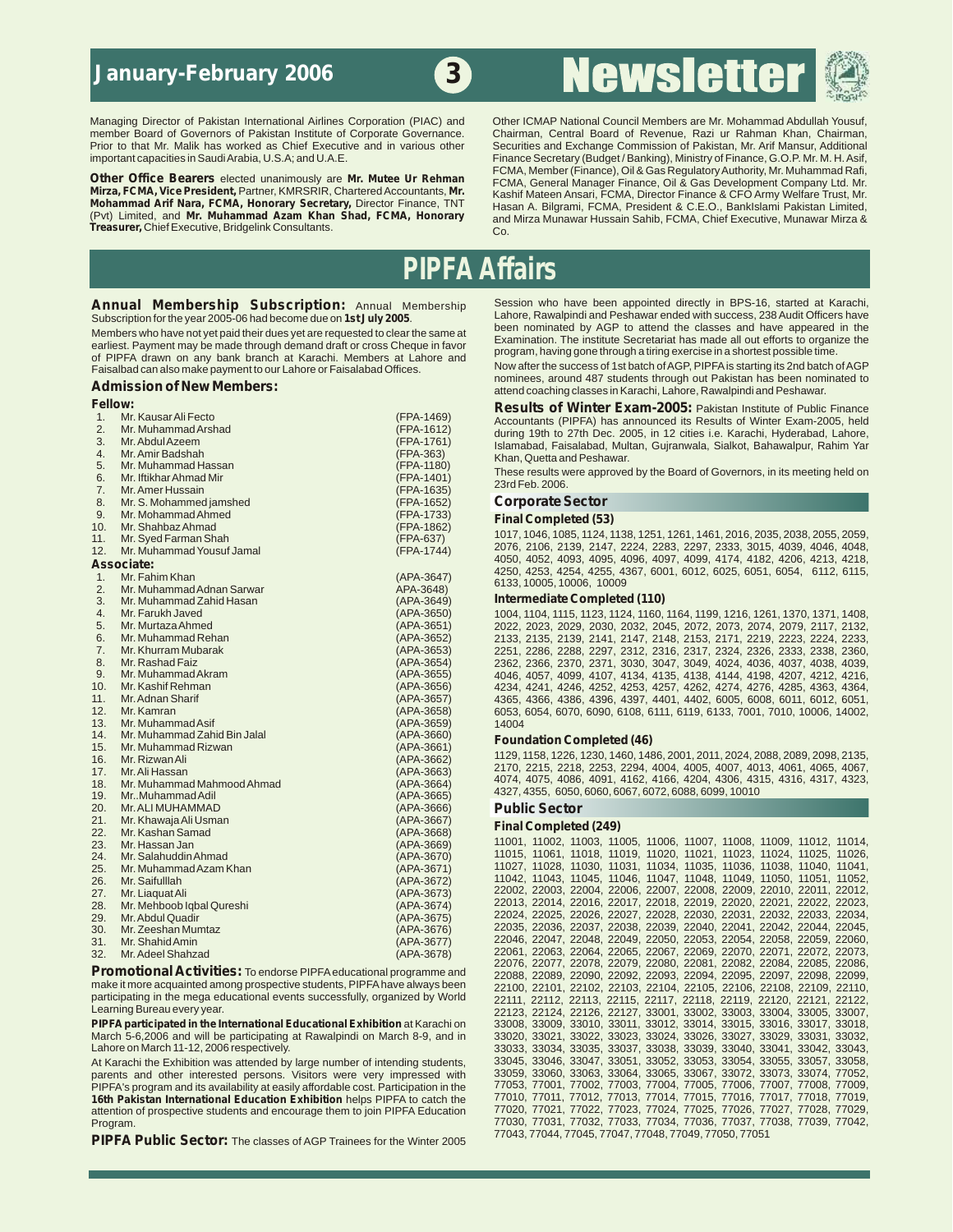Managing Director of Pakistan International Airlines Corporation (PIAC) and member Board of Governors of Pakistan Institute of Corporate Governance. Prior to that Mr. Malik has worked as Chief Executive and in various other important capacities in Saudi Arabia, U.S.A; and U.A.E.

**Other Office Bearers** elected unanimously are **Mr. Mutee Ur Rehman Mirza, FCMA, Vice President,** Partner, KMRSRIR, Chartered Accountants, **Mr. Mohammad Arif Nara, FCMA, Honorary Secretary,** Director Finance, TNT (Pvt) Limited, and **Mr. Muhammad Azam Khan Shad, FCMA, Honorary Treasurer,** Chief Executive, Bridgelink Consultants.

Other ICMAP National Council Members are Mr. Mohammad Abdullah Yousuf, Chairman, Central Board of Revenue, Razi ur Rahman Khan, Chairman, Securities and Exchange Commission of Pakistan, Mr. Arif Mansur, Additional Finance Secretary (Budget / Banking), Ministry of Finance, G.O.P. Mr. M. H. Asif, FCMA, Member (Finance), Oil & Gas Regulatory Authority, Mr. Muhammad Rafi, FCMA, General Manager Finance, Oil & Gas Development Company Ltd. Mr. Kashif Mateen Ansari, FCMA, Director Finance & CFO Army Welfare Trust, Mr. Hasan A. Bilgrami, FCMA, President & C.E.O., BankIslami Pakistan Limited, and Mirza Munawar Hussain Sahib, FCMA, Chief Executive, Munawar Mirza & Co.

# PIPFA Affairs

**Annual Membership Subscription:** Annual Membership Subscription for the year 2005-06 had become due on **1st July 2005**.

Members who have not yet paid their dues yet are requested to clear the same at earliest. Payment may be made through demand draft or cross Cheque in favor of PIPFA drawn on any bank branch at Karachi. Members at Lahore and Faisalabad can also make payment to our Lahore or Faisalabad Offices.

## Admission of New Members:

**Fellow:**

| No. | Name | Membership No. |
|---|---|---|
| 1. | Mr. Kausar Ali Fecto | (FPA-1469) |
| 2. | Mr. Muhammad Arshad | (FPA-1612) |
| 3. | Mr. Abdul Azeem | (FPA-1761) |
| 4. | Mr. Amir Badshah | (FPA-363) |
| 5. | Mr. Muhammad Hassan | (FPA-1180) |
| 6. | Mr. Iftikhar Ahmad Mir | (FPA-1401) |
| 7. | Mr. Amer Hussain | (FPA-1635) |
| 8. | Mr. S. Mohammed jamshed | (FPA-1652) |
| 9. | Mr. Mohammad Ahmed | (FPA-1733) |
| 10. | Mr. Shahbaz Ahmad | (FPA-1862) |
| 11. | Mr. Syed Farman Shah | (FPA-637) |
| 12. | Mr. Muhammad Yousuf Jamal | (FPA-1744) |

**Associate:**

| No. | Name | Membership No. |
|---|---|---|
| 1. | Mr. Fahim Khan | (APA-3647) |
| 2. | Mr. Muhammad Adnan Sarwar | APA-3648) |
| 3. | Mr. Muhammad Zahid Hasan | (APA-3649) |
| 4. | Mr. Farukh Javed | (APA-3650) |
| 5. | Mr. Murtaza Ahmed | (APA-3651) |
| 6. | Mr. Muhammad Rehan | (APA-3652) |
| 7. | Mr. Khurram Mubarak | (APA-3653) |
| 8. | Mr. Rashad Faiz | (APA-3654) |
| 9. | Mr. Muhammad Akram | (APA-3655) |
| 10. | Mr. Kashif Rehman | (APA-3656) |
| 11. | Mr. Adnan Sharif | (APA-3657) |
| 12. | Mr. Kamran | (APA-3658) |
| 13. | Mr. Muhammad Asif | (APA-3659) |
| 14. | Mr. Muhammad Zahid Bin Jalal | (APA-3660) |
| 15. | Mr. Muhammad Rizwan | (APA-3661) |
| 16. | Mr. Rizwan Ali | (APA-3662) |
| 17. | Mr. Ali Hassan | (APA-3663) |
| 18. | Mr. Muhammad Mahmood Ahmad | (APA-3664) |
| 19. | Mr..Muhammad Adil | (APA-3665) |
| 20. | Mr. ALI MUHAMMAD | (APA-3666) |
| 21. | Mr. Khawaja Ali Usman | (APA-3667) |
| 22. | Mr. Kashan Samad | (APA-3668) |
| 23. | Mr. Hassan Jan | (APA-3669) |
| 24. | Mr. Salahuddin Ahmad | (APA-3670) |
| 25. | Mr. Muhammad Azam Khan | (APA-3671) |
| 26. | Mr. Saifulllah | (APA-3672) |
| 27. | Mr. Liaquat Ali | (APA-3673) |
| 28. | Mr. Mehboob Iqbal Qureshi | (APA-3674) |
| 29. | Mr. Abdul Quadir | (APA-3675) |
| 30. | Mr. Zeeshan Mumtaz | (APA-3676) |
| 31. | Mr. Shahid Amin | (APA-3677) |
| 32. | Mr. Adeel Shahzad | (APA-3678) |

**Promotional Activities:** To endorse PIPFA educational programme and make it more acquainted among prospective students, PIPFA have always been participating in the mega educational events successfully, organized by World Learning Bureau every year.

**PIPFA participated in the International Educational Exhibition** at Karachi on March 5-6,2006 and will be participating at Rawalpindi on March 8-9, and in Lahore on March 11-12, 2006 respectively.

At Karachi the Exhibition was attended by large number of intending students, parents and other interested persons. Visitors were very impressed with PIPFA's program and its availability at easily affordable cost. Participation in the **16th Pakistan International Education Exhibition** helps PIPFA to catch the attention of prospective students and encourage them to join PIPFA Education Program.

**PIPFA Public Sector:** The classes of AGP Trainees for the Winter 2005 Session who have been appointed directly in BPS-16, started at Karachi, Lahore, Rawalpindi and Peshawar ended with success, 238 Audit Officers have been nominated by AGP to attend the classes and have appeared in the Examination. The institute Secretariat has made all out efforts to organize the program, having gone through a tiring exercise in a shortest possible time.

Now after the success of 1st batch of AGP, PIPFA is starting its 2nd batch of AGP nominees, around 487 students through out Pakistan has been nominated to attend coaching classes in Karachi, Lahore, Rawalpindi and Peshawar.

**Results of Winter Exam-2005:** Pakistan Institute of Public Finance Accountants (PIPFA) has announced its Results of Winter Exam-2005, held during 19th to 27th Dec. 2005, in 12 cities i.e. Karachi, Hyderabad, Lahore, Islamabad, Faisalabad, Multan, Gujranwala, Sialkot, Bahawalpur, Rahim Yar Khan, Quetta and Peshawar.

These results were approved by the Board of Governors, in its meeting held on 23rd Feb. 2006.

## Corporate Sector

**Final Completed (53)**

1017, 1046, 1085, 1124, 1138, 1251, 1261, 1461, 2016, 2035, 2038, 2055, 2059, 2076, 2106, 2139, 2147, 2224, 2283, 2297, 2333, 3015, 4039, 4046, 4048, 4050, 4052, 4093, 4095, 4096, 4097, 4099, 4174, 4182, 4206, 4213, 4218, 4250, 4253, 4254, 4255, 4367, 6001, 6012, 6025, 6051, 6054, 6112, 6115, 6133, 10005, 10006, 10009

**Intermediate Completed (110)**

1004, 1104, 1115, 1123, 1124, 1160, 1164, 1199, 1216, 1261, 1370, 1371, 1408, 2022, 2023, 2029, 2030, 2032, 2045, 2072, 2073, 2074, 2079, 2117, 2132, 2133, 2135, 2139, 2141, 2147, 2148, 2153, 2171, 2219, 2223, 2224, 2233, 2251, 2286, 2288, 2297, 2312, 2316, 2317, 2324, 2326, 2333, 2338, 2360, 2362, 2366, 2370, 2371, 3030, 3047, 3049, 4024, 4036, 4037, 4038, 4039, 4046, 4057, 4099, 4107, 4134, 4135, 4138, 4144, 4198, 4207, 4212, 4216, 4234, 4241, 4246, 4252, 4253, 4257, 4262, 4274, 4276, 4285, 4363, 4364, 4365, 4366, 4386, 4396, 4397, 4401, 4402, 6005, 6008, 6011, 6012, 6051, 6053, 6054, 6070, 6090, 6108, 6111, 6119, 6133, 7001, 7010, 10006, 14002, 14004

**Foundation Completed (46)**

1129, 1158, 1226, 1230, 1460, 1486, 2001, 2011, 2024, 2088, 2089, 2098, 2135, 2170, 2215, 2218, 2253, 2294, 4004, 4005, 4007, 4013, 4061, 4065, 4067, 4074, 4075, 4086, 4091, 4162, 4166, 4204, 4306, 4315, 4316, 4317, 4323, 4327, 4355, 6050, 6060, 6067, 6072, 6088, 6099, 10010

## Public Sector

**Final Completed (249)**

11001, 11002, 11003, 11005, 11006, 11007, 11008, 11009, 11012, 11014, 11015, 11061, 11018, 11019, 11020, 11021, 11023, 11024, 11025, 11026, 11027, 11028, 11030, 11031, 11034, 11035, 11036, 11038, 11040, 11041, 11042, 11043, 11045, 11046, 11047, 11048, 11049, 11050, 11051, 11052, 22002, 22003, 22004, 22006, 22007, 22008, 22009, 22010, 22011, 22012, 22013, 22014, 22016, 22017, 22018, 22019, 22020, 22021, 22022, 22023, 22024, 22025, 22026, 22027, 22028, 22030, 22031, 22032, 22033, 22034, 22035, 22036, 22037, 22038, 22039, 22040, 22041, 22042, 22044, 22045, 22046, 22047, 22048, 22049, 22050, 22053, 22054, 22058, 22059, 22060, 22061, 22063, 22064, 22065, 22067, 22069, 22070, 22071, 22072, 22073, 22076, 22077, 22078, 22079, 22080, 22081, 22082, 22084, 22085, 22086, 22088, 22089, 22090, 22092, 22093, 22094, 22095, 22097, 22098, 22099, 22100, 22101, 22102, 22103, 22104, 22105, 22106, 22108, 22109, 22110, 22111, 22112, 22113, 22115, 22117, 22118, 22119, 22120, 22121, 22122, 22123, 22124, 22126, 22127, 33001, 33002, 33003, 33004, 33005, 33007, 33008, 33009, 33010, 33011, 33012, 33014, 33015, 33016, 33017, 33018, 33020, 33021, 33022, 33023, 33024, 33026, 33027, 33029, 33031, 33032, 33033, 33034, 33035, 33037, 33038, 33039, 33040, 33041, 33042, 33043, 33045, 33046, 33047, 33051, 33052, 33053, 33054, 33055, 33057, 33058, 33059, 33060, 33063, 33065, 33067, 33072, 33073, 33074, 77052, 77053, 77001, 77002, 77003, 77004, 77005, 77006, 77007, 77008, 77009, 77010, 77011, 77012, 77013, 77014, 77015, 77016, 77017, 77018, 77019, 77020, 77021, 77022, 77023, 77024, 77025, 77026, 77027, 77028, 77029, 77030, 77031, 77032, 77033, 77034, 77036, 77037, 77038, 77039, 77042, 77043, 77044, 77045, 77047, 77048, 77049, 77050, 77051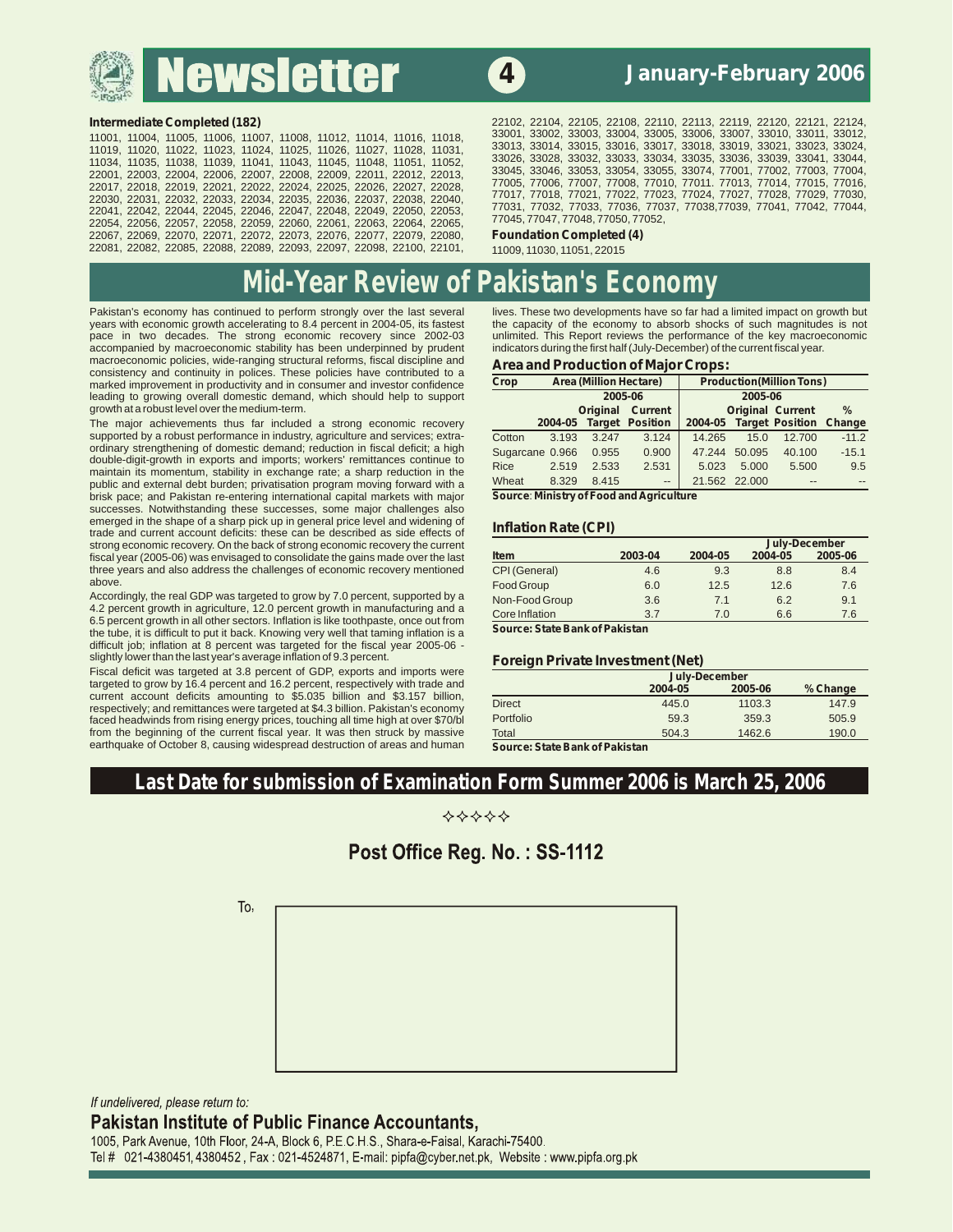**Intermediate Completed (182)**

11001, 11004, 11005, 11006, 11007, 11008, 11012, 11014, 11016, 11018, 11019, 11020, 11022, 11023, 11024, 11025, 11026, 11027, 11028, 11031, 11034, 11035, 11038, 11039, 11041, 11043, 11045, 11048, 11051, 11052, 22001, 22003, 22004, 22006, 22007, 22008, 22009, 22011, 22012, 22013, 22017, 22018, 22019, 22021, 22022, 22024, 22025, 22026, 22027, 22028, 22030, 22031, 22032, 22033, 22034, 22035, 22036, 22037, 22038, 22040, 22041, 22042, 22044, 22045, 22046, 22047, 22048, 22049, 22050, 22053, 22054, 22056, 22057, 22058, 22059, 22060, 22061, 22063, 22064, 22065, 22067, 22069, 22070, 22071, 22072, 22073, 22076, 22077, 22079, 22080, 22081, 22082, 22085, 22088, 22089, 22093, 22097, 22098, 22100, 22101, 22102, 22104, 22105, 22108, 22110, 22113, 22119, 22120, 22121, 22124, 33001, 33002, 33003, 33004, 33005, 33006, 33007, 33010, 33011, 33012, 33013, 33014, 33015, 33016, 33017, 33018, 33019, 33021, 33023, 33024, 33026, 33028, 33032, 33033, 33034, 33035, 33036, 33039, 33041, 33044, 33045, 33046, 33053, 33054, 33055, 33074, 77001, 77002, 77003, 77004, 77005, 77006, 77007, 77008, 77010, 77011. 77013, 77014, 77015, 77016, 77017, 77018, 77021, 77022, 77023, 77024, 77027, 77028, 77029, 77030, 77031, 77032, 77033, 77036, 77037, 77038,77039, 77041, 77042, 77044, 77045, 77047, 77048, 77050, 77052,

**Foundation Completed (4)**

11009, 11030, 11051, 22015

# Mid-Year Review of Pakistan's Economy

Pakistan's economy has continued to perform strongly over the last several years with economic growth accelerating to 8.4 percent in 2004-05, its fastest pace in two decades. The strong economic recovery since 2002-03 accompanied by macroeconomic stability has been underpinned by prudent macroeconomic policies, wide-ranging structural reforms, fiscal discipline and consistency and continuity in polices. These policies have contributed to a marked improvement in productivity and in consumer and investor confidence leading to growing overall domestic demand, which should help to support growth at a robust level over the medium-term.

The major achievements thus far included a strong economic recovery supported by a robust performance in industry, agriculture and services; extra-ordinary strengthening of domestic demand; reduction in fiscal deficit; a high double-digit-growth in exports and imports; workers' remittances continue to maintain its momentum, stability in exchange rate; a sharp reduction in the public and external debt burden; privatisation program moving forward with a brisk pace; and Pakistan re-entering international capital markets with major successes. Notwithstanding these successes, some major challenges also emerged in the shape of a sharp pick up in general price level and widening of trade and current account deficits: these can be described as side effects of strong economic recovery. On the back of strong economic recovery the current fiscal year (2005-06) was envisaged to consolidate the gains made over the last three years and also address the challenges of economic recovery mentioned above.

Accordingly, the real GDP was targeted to grow by 7.0 percent, supported by a 4.2 percent growth in agriculture, 12.0 percent growth in manufacturing and a 6.5 percent growth in all other sectors. Inflation is like toothpaste, once out from the tube, it is difficult to put it back. Knowing very well that taming inflation is a difficult job; inflation at 8 percent was targeted for the fiscal year 2005-06 - slightly lower than the last year's average inflation of 9.3 percent.

Fiscal deficit was targeted at 3.8 percent of GDP, exports and imports were targeted to grow by 16.4 percent and 16.2 percent, respectively with trade and current account deficits amounting to $5.035 billion and $3.157 billion, respectively; and remittances were targeted at $4.3 billion. Pakistan's economy faced headwinds from rising energy prices, touching all time high at over $70/bl from the beginning of the current fiscal year. It was then struck by massive earthquake of October 8, causing widespread destruction of areas and human lives. These two developments have so far had a limited impact on growth but the capacity of the economy to absorb shocks of such magnitudes is not unlimited. This Report reviews the performance of the key macroeconomic indicators during the first half (July-December) of the current fiscal year.

### Area and Production of Major Crops:

| Crop | Area (Million Hectare) | | | Production(Million Tons) | | | |
|---|---|---|---|---|---|---|---|
| | | 2005-06 | | | 2005-06 | | |
| | 2004-05 | Original Target | Current Position | 2004-05 | Original Target | Current Position | % Change |
| Cotton | 3.193 | 3.247 | 3.124 | 14.265 | 15.0 | 12.700 | -11.2 |
| Sugarcane | 0.966 | 0.955 | 0.900 | 47.244 | 50.095 | 40.100 | -15.1 |
| Rice | 2.519 | 2.533 | 2.531 | 5.023 | 5.000 | 5.500 | 9.5 |
| Wheat | 8.329 | 8.415 | -- | 21.562 | 22.000 | -- | -- |

**Source**: **Ministry of Food and Agriculture**

### Inflation Rate (CPI)

| Item | 2003-04 | 2004-05 | July-December 2004-05 | July-December 2005-06 |
|---|---|---|---|---|
| CPI (General) | 4.6 | 9.3 | 8.8 | 8.4 |
| Food Group | 6.0 | 12.5 | 12.6 | 7.6 |
| Non-Food Group | 3.6 | 7.1 | 6.2 | 9.1 |
| Core Inflation | 3.7 | 7.0 | 6.6 | 7.6 |

**Source: State Bank of Pakistan**

### Foreign Private Investment (Net)

| | July-December 2004-05 | July-December 2005-06 | % Change |
|---|---|---|---|
| Direct | 445.0 | 1103.3 | 147.9 |
| Portfolio | 59.3 | 359.3 | 505.9 |
| Total | 504.3 | 1462.6 | 190.0 |

**Source: State Bank of Pakistan**

## Last Date for submission of Examination Form Summer 2006 is March 25, 2006

✧✧✧✧✧

**Post Office Reg. No. : SS-1112**

To,

*If undelivered, please return to:*

**Pakistan Institute of Public Finance Accountants,**

1005, Park Avenue, 10th Floor, 24-A, Block 6, P.E.C.H.S., Shara-e-Faisal, Karachi-75400.

Tel # 021-4380451, 4380452 , Fax : 021-4524871, E-mail: pipfa@cyber.net.pk, Website : www.pipfa.org.pk